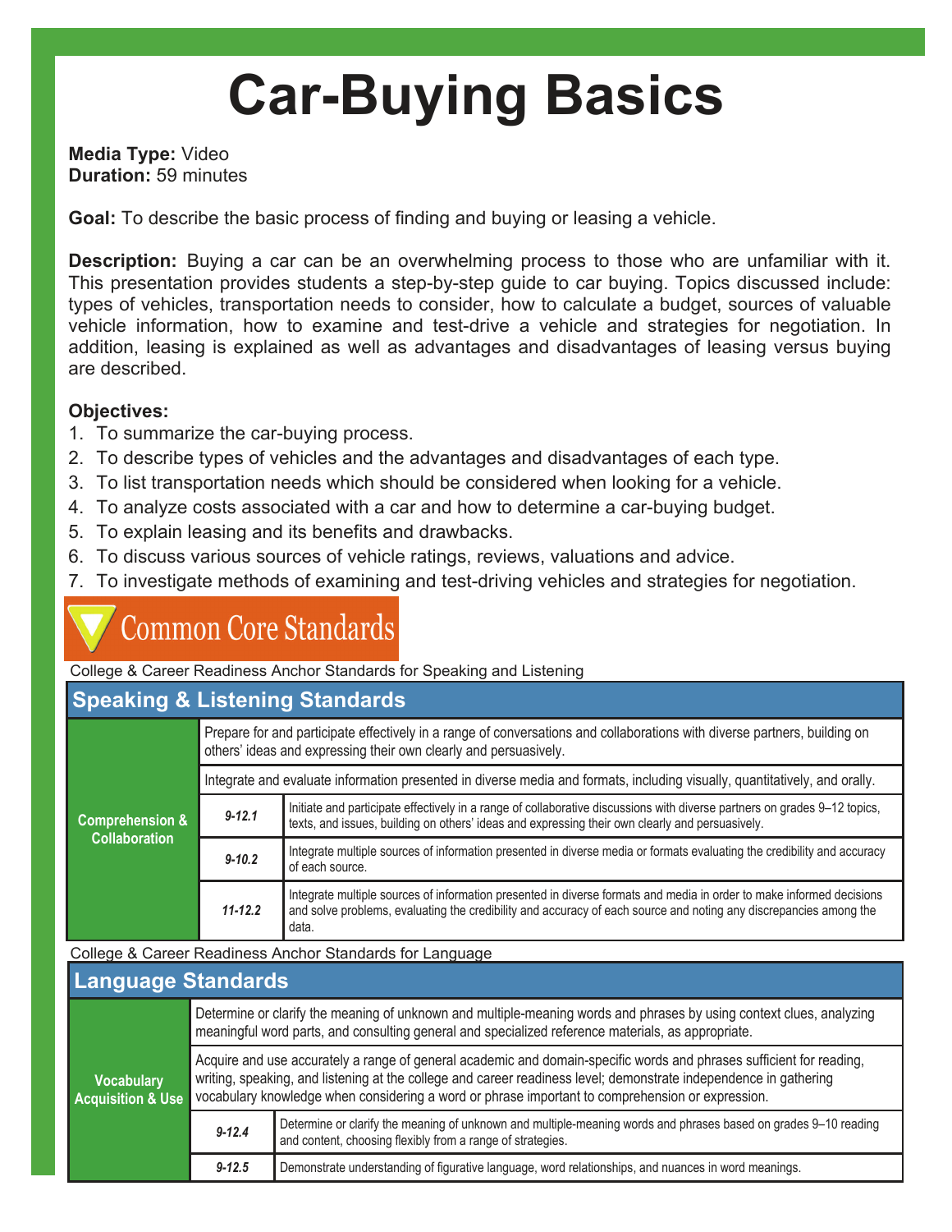# Car-Buying Basics

**Media Type:** Video
**Duration:** 59 minutes

**Goal:** To describe the basic process of finding and buying or leasing a vehicle.

**Description:** Buying a car can be an overwhelming process to those who are unfamiliar with it. This presentation provides students a step-by-step guide to car buying. Topics discussed include: types of vehicles, transportation needs to consider, how to calculate a budget, sources of valuable vehicle information, how to examine and test-drive a vehicle and strategies for negotiation. In addition, leasing is explained as well as advantages and disadvantages of leasing versus buying are described.

**Objectives:**

1. To summarize the car-buying process.
2. To describe types of vehicles and the advantages and disadvantages of each type.
3. To list transportation needs which should be considered when looking for a vehicle.
4. To analyze costs associated with a car and how to determine a car-buying budget.
5. To explain leasing and its benefits and drawbacks.
6. To discuss various sources of vehicle ratings, reviews, valuations and advice.
7. To investigate methods of examining and test-driving vehicles and strategies for negotiation.

## Common Core Standards

College & Career Readiness Anchor Standards for Speaking and Listening

| Speaking & Listening Standards | | |
|---|---|---|
| Comprehension & Collaboration | Prepare for and participate effectively in a range of conversations and collaborations with diverse partners, building on others' ideas and expressing their own clearly and persuasively. | |
| | Integrate and evaluate information presented in diverse media and formats, including visually, quantitatively, and orally. | |
| | *9-12.1* | Initiate and participate effectively in a range of collaborative discussions with diverse partners on grades 9–12 topics, texts, and issues, building on others' ideas and expressing their own clearly and persuasively. |
| | *9-10.2* | Integrate multiple sources of information presented in diverse media or formats evaluating the credibility and accuracy of each source. |
| | *11-12.2* | Integrate multiple sources of information presented in diverse formats and media in order to make informed decisions and solve problems, evaluating the credibility and accuracy of each source and noting any discrepancies among the data. |

College & Career Readiness Anchor Standards for Language

| Language Standards | | |
|---|---|---|
| Vocabulary Acquisition & Use | Determine or clarify the meaning of unknown and multiple-meaning words and phrases by using context clues, analyzing meaningful word parts, and consulting general and specialized reference materials, as appropriate. | |
| | Acquire and use accurately a range of general academic and domain-specific words and phrases sufficient for reading, writing, speaking, and listening at the college and career readiness level; demonstrate independence in gathering vocabulary knowledge when considering a word or phrase important to comprehension or expression. | |
| | *9-12.4* | Determine or clarify the meaning of unknown and multiple-meaning words and phrases based on grades 9–10 reading and content, choosing flexibly from a range of strategies. |
| | *9-12.5* | Demonstrate understanding of figurative language, word relationships, and nuances in word meanings. |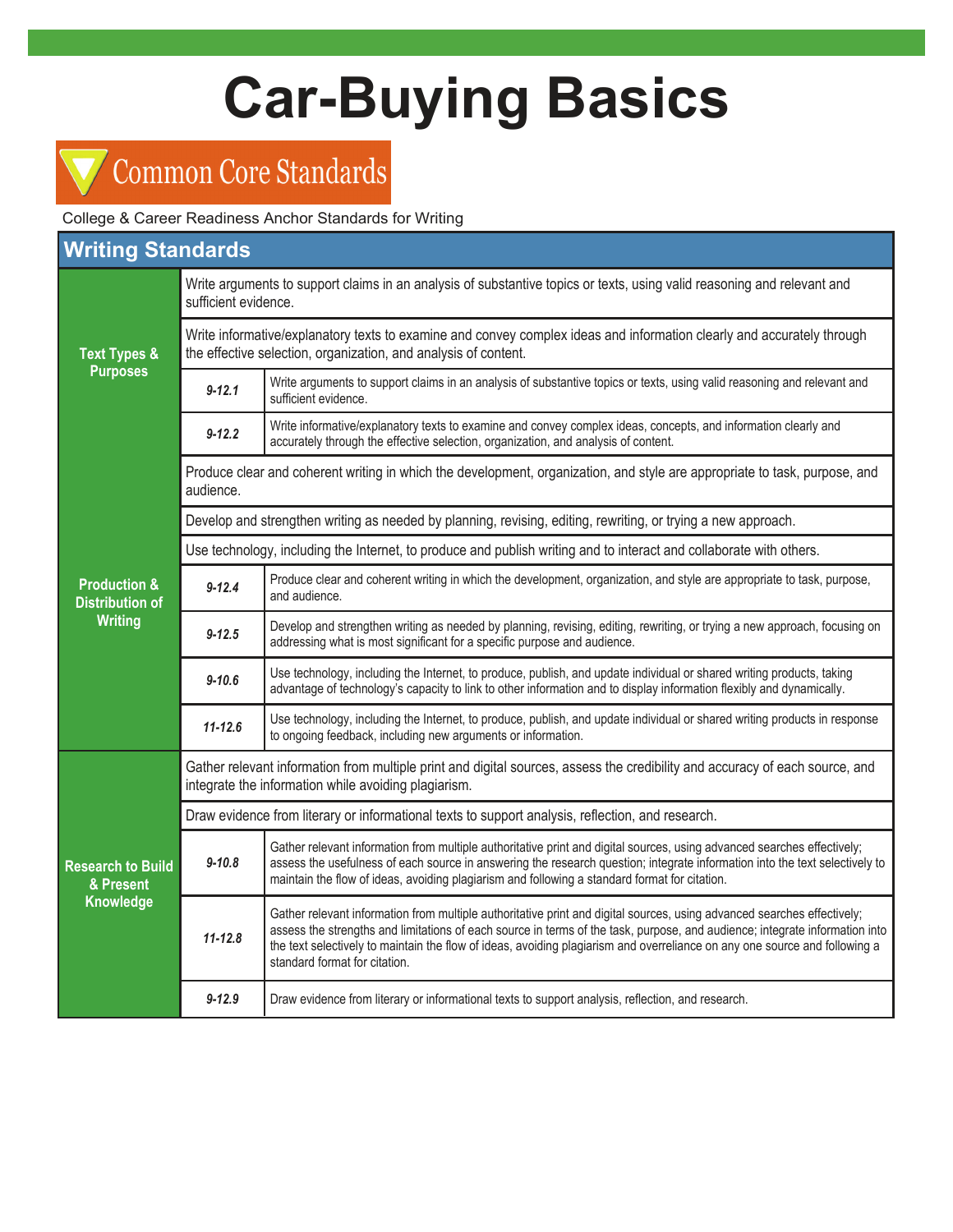# Car-Buying Basics

## Common Core Standards

College & Career Readiness Anchor Standards for Writing

| Writing Standards | | |
|---|---|---|
| **Text Types & Purposes** | Write arguments to support claims in an analysis of substantive topics or texts, using valid reasoning and relevant and sufficient evidence. | |
| | Write informative/explanatory texts to examine and convey complex ideas and information clearly and accurately through the effective selection, organization, and analysis of content. | |
| | *9-12.1* | Write arguments to support claims in an analysis of substantive topics or texts, using valid reasoning and relevant and sufficient evidence. |
| | *9-12.2* | Write informative/explanatory texts to examine and convey complex ideas, concepts, and information clearly and accurately through the effective selection, organization, and analysis of content. |
| **Production & Distribution of Writing** | Produce clear and coherent writing in which the development, organization, and style are appropriate to task, purpose, and audience. | |
| | Develop and strengthen writing as needed by planning, revising, editing, rewriting, or trying a new approach. | |
| | Use technology, including the Internet, to produce and publish writing and to interact and collaborate with others. | |
| | *9-12.4* | Produce clear and coherent writing in which the development, organization, and style are appropriate to task, purpose, and audience. |
| | *9-12.5* | Develop and strengthen writing as needed by planning, revising, editing, rewriting, or trying a new approach, focusing on addressing what is most significant for a specific purpose and audience. |
| | *9-10.6* | Use technology, including the Internet, to produce, publish, and update individual or shared writing products, taking advantage of technology's capacity to link to other information and to display information flexibly and dynamically. |
| | *11-12.6* | Use technology, including the Internet, to produce, publish, and update individual or shared writing products in response to ongoing feedback, including new arguments or information. |
| **Research to Build & Present Knowledge** | Gather relevant information from multiple print and digital sources, assess the credibility and accuracy of each source, and integrate the information while avoiding plagiarism. | |
| | Draw evidence from literary or informational texts to support analysis, reflection, and research. | |
| | *9-10.8* | Gather relevant information from multiple authoritative print and digital sources, using advanced searches effectively; assess the usefulness of each source in answering the research question; integrate information into the text selectively to maintain the flow of ideas, avoiding plagiarism and following a standard format for citation. |
| | *11-12.8* | Gather relevant information from multiple authoritative print and digital sources, using advanced searches effectively; assess the strengths and limitations of each source in terms of the task, purpose, and audience; integrate information into the text selectively to maintain the flow of ideas, avoiding plagiarism and overreliance on any one source and following a standard format for citation. |
| | *9-12.9* | Draw evidence from literary or informational texts to support analysis, reflection, and research. |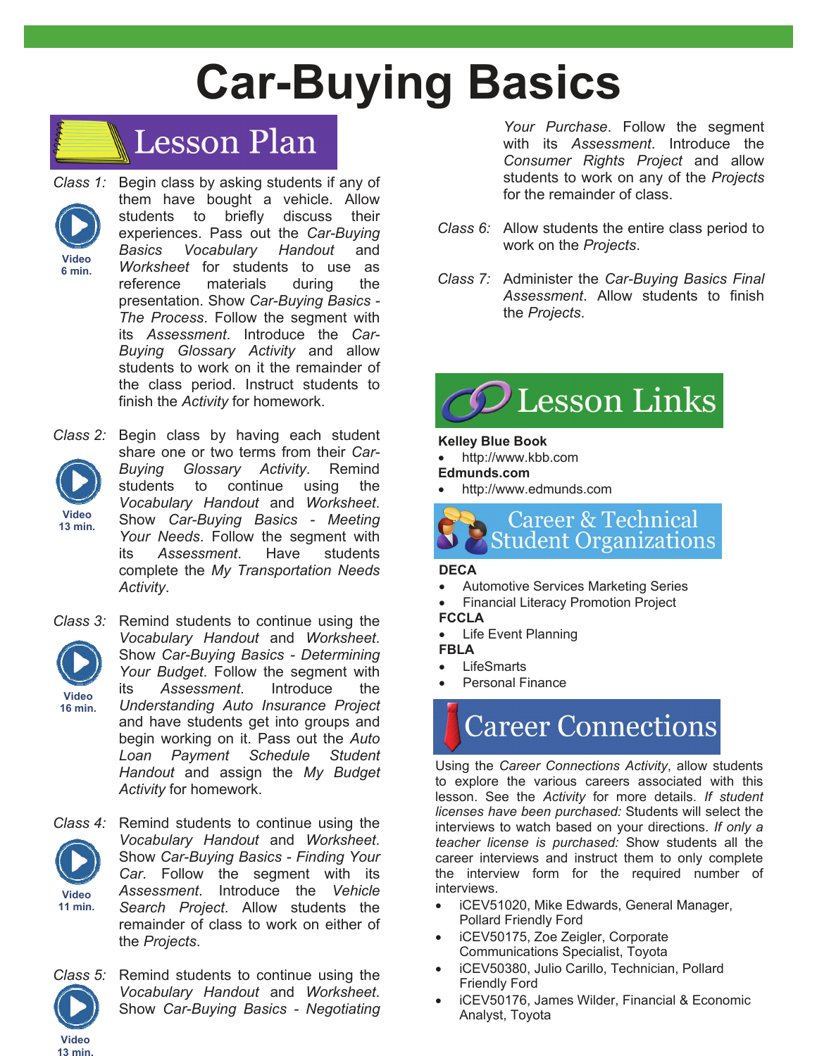# Car-Buying Basics

## Lesson Plan

*Class 1:* Video 6 min.
Begin class by asking students if any of them have bought a vehicle. Allow students to briefly discuss their experiences. Pass out the *Car-Buying Basics Vocabulary Handout* and *Worksheet* for students to use as reference materials during the presentation. Show *Car-Buying Basics - The Process*. Follow the segment with its *Assessment*. Introduce the *Car-Buying Glossary Activity* and allow students to work on it the remainder of the class period. Instruct students to finish the *Activity* for homework.

*Class 2:* Video 13 min.
Begin class by having each student share one or two terms from their *Car-Buying Glossary Activity*. Remind students to continue using the *Vocabulary Handout* and *Worksheet*. Show *Car-Buying Basics - Meeting Your Needs*. Follow the segment with its *Assessment*. Have students complete the *My Transportation Needs Activity*.

*Class 3:* Video 16 min.
Remind students to continue using the *Vocabulary Handout* and *Worksheet*. Show *Car-Buying Basics - Determining Your Budget*. Follow the segment with its *Assessment*. Introduce the *Understanding Auto Insurance Project* and have students get into groups and begin working on it. Pass out the *Auto Loan Payment Schedule Student Handout* and assign the *My Budget Activity* for homework.

*Class 4:* Video 11 min.
Remind students to continue using the *Vocabulary Handout* and *Worksheet*. Show *Car-Buying Basics - Finding Your Car*. Follow the segment with its *Assessment*. Introduce the *Vehicle Search Project*. Allow students the remainder of class to work on either of the *Projects*.

*Class 5:* Video 13 min.
Remind students to continue using the *Vocabulary Handout* and *Worksheet*. Show *Car-Buying Basics - Negotiating Your Purchase*. Follow the segment with its *Assessment*. Introduce the *Consumer Rights Project* and allow students to work on any of the *Projects* for the remainder of class.

*Class 6:* Allow students the entire class period to work on the *Projects*.

*Class 7:* Administer the *Car-Buying Basics Final Assessment*. Allow students to finish the *Projects*.

## Lesson Links

**Kelley Blue Book**
- http://www.kbb.com

**Edmunds.com**
- http://www.edmunds.com

## Career & Technical Student Organizations

**DECA**
- Automotive Services Marketing Series
- Financial Literacy Promotion Project

**FCCLA**
- Life Event Planning

**FBLA**
- LifeSmarts
- Personal Finance

## Career Connections

Using the *Career Connections Activity*, allow students to explore the various careers associated with this lesson. See the *Activity* for more details. *If student licenses have been purchased:* Students will select the interviews to watch based on your directions. *If only a teacher license is purchased:* Show students all the career interviews and instruct them to only complete the interview form for the required number of interviews.

- iCEV51020, Mike Edwards, General Manager, Pollard Friendly Ford
- iCEV50175, Zoe Zeigler, Corporate Communications Specialist, Toyota
- iCEV50380, Julio Carillo, Technician, Pollard Friendly Ford
- iCEV50176, James Wilder, Financial & Economic Analyst, Toyota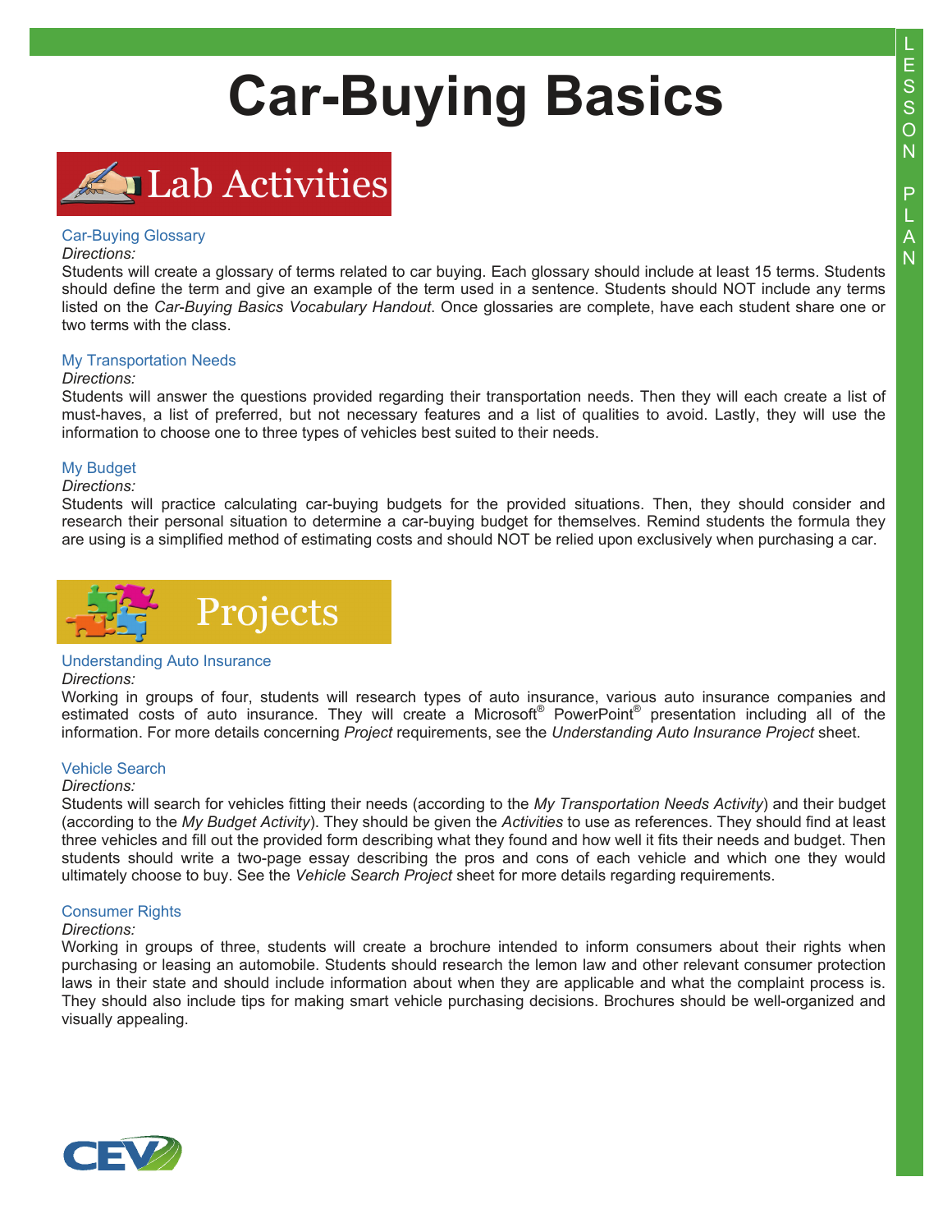# Car-Buying Basics

## Lab Activities

### Car-Buying Glossary

*Directions:*

Students will create a glossary of terms related to car buying. Each glossary should include at least 15 terms. Students should define the term and give an example of the term used in a sentence. Students should NOT include any terms listed on the *Car-Buying Basics Vocabulary Handout*. Once glossaries are complete, have each student share one or two terms with the class.

### My Transportation Needs

*Directions:*

Students will answer the questions provided regarding their transportation needs. Then they will each create a list of must-haves, a list of preferred, but not necessary features and a list of qualities to avoid. Lastly, they will use the information to choose one to three types of vehicles best suited to their needs.

### My Budget

*Directions:*

Students will practice calculating car-buying budgets for the provided situations. Then, they should consider and research their personal situation to determine a car-buying budget for themselves. Remind students the formula they are using is a simplified method of estimating costs and should NOT be relied upon exclusively when purchasing a car.

## Projects

### Understanding Auto Insurance

*Directions:*

Working in groups of four, students will research types of auto insurance, various auto insurance companies and estimated costs of auto insurance. They will create a Microsoft® PowerPoint® presentation including all of the information. For more details concerning *Project* requirements, see the *Understanding Auto Insurance Project* sheet.

### Vehicle Search

*Directions:*

Students will search for vehicles fitting their needs (according to the *My Transportation Needs Activity*) and their budget (according to the *My Budget Activity*). They should be given the *Activities* to use as references. They should find at least three vehicles and fill out the provided form describing what they found and how well it fits their needs and budget. Then students should write a two-page essay describing the pros and cons of each vehicle and which one they would ultimately choose to buy. See the *Vehicle Search Project* sheet for more details regarding requirements.

### Consumer Rights

*Directions:*

Working in groups of three, students will create a brochure intended to inform consumers about their rights when purchasing or leasing an automobile. Students should research the lemon law and other relevant consumer protection laws in their state and should include information about when they are applicable and what the complaint process is. They should also include tips for making smart vehicle purchasing decisions. Brochures should be well-organized and visually appealing.